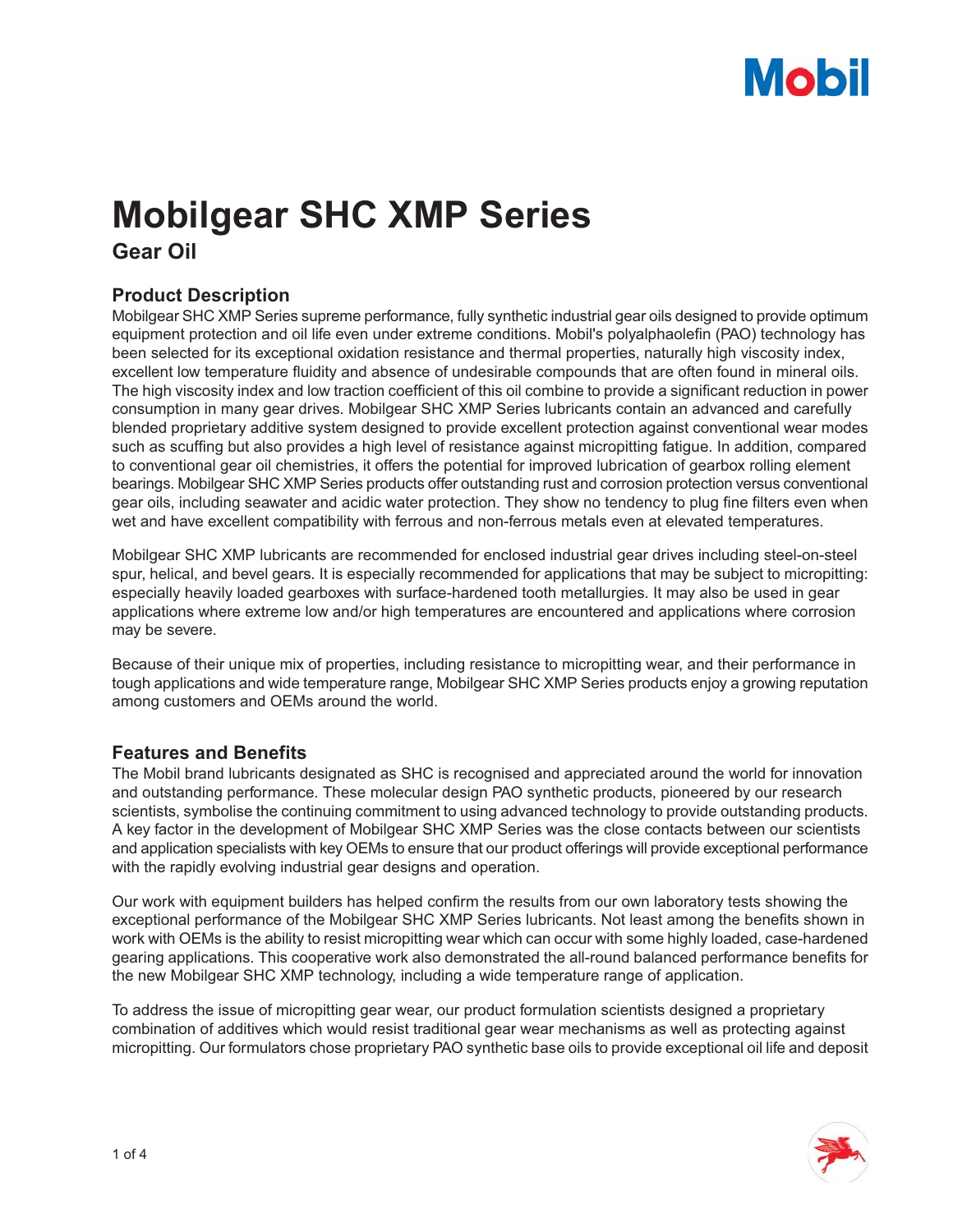# Mobilgear SHC XMP Series

## Gear Oil

### Product Description

Mobilgear SHC XMP Series supreme performance, fully synthetic industrial gear oils designed to provide optimum equipment protection and oil life even under extreme conditions. Mobil's polyalphaolefin (PAO) technology has been selected for its exceptional oxidation resistance and thermal properties, naturally high viscosity index, excellent low temperature fluidity and absence of undesirable compounds that are often found in mineral oils. The high viscosity index and low traction coefficient of this oil combine to provide a significant reduction in power consumption in many gear drives. Mobilgear SHC XMP Series lubricants contain an advanced and carefully blended proprietary additive system designed to provide excellent protection against conventional wear modes such as scuffing but also provides a high level of resistance against micropitting fatigue. In addition, compared to conventional gear oil chemistries, it offers the potential for improved lubrication of gearbox rolling element bearings. Mobilgear SHC XMP Series products offer outstanding rust and corrosion protection versus conventional gear oils, including seawater and acidic water protection. They show no tendency to plug fine filters even when wet and have excellent compatibility with ferrous and non-ferrous metals even at elevated temperatures.

Mobilgear SHC XMP lubricants are recommended for enclosed industrial gear drives including steel-on-steel spur, helical, and bevel gears. It is especially recommended for applications that may be subject to micropitting: especially heavily loaded gearboxes with surface-hardened tooth metallurgies. It may also be used in gear applications where extreme low and/or high temperatures are encountered and applications where corrosion may be severe.

Because of their unique mix of properties, including resistance to micropitting wear, and their performance in tough applications and wide temperature range, Mobilgear SHC XMP Series products enjoy a growing reputation among customers and OEMs around the world.

### Features and Benefits

The Mobil brand lubricants designated as SHC is recognised and appreciated around the world for innovation and outstanding performance. These molecular design PAO synthetic products, pioneered by our research scientists, symbolise the continuing commitment to using advanced technology to provide outstanding products. A key factor in the development of Mobilgear SHC XMP Series was the close contacts between our scientists and application specialists with key OEMs to ensure that our product offerings will provide exceptional performance with the rapidly evolving industrial gear designs and operation.

Our work with equipment builders has helped confirm the results from our own laboratory tests showing the exceptional performance of the Mobilgear SHC XMP Series lubricants. Not least among the benefits shown in work with OEMs is the ability to resist micropitting wear which can occur with some highly loaded, case-hardened gearing applications. This cooperative work also demonstrated the all-round balanced performance benefits for the new Mobilgear SHC XMP technology, including a wide temperature range of application.

To address the issue of micropitting gear wear, our product formulation scientists designed a proprietary combination of additives which would resist traditional gear wear mechanisms as well as protecting against micropitting. Our formulators chose proprietary PAO synthetic base oils to provide exceptional oil life and deposit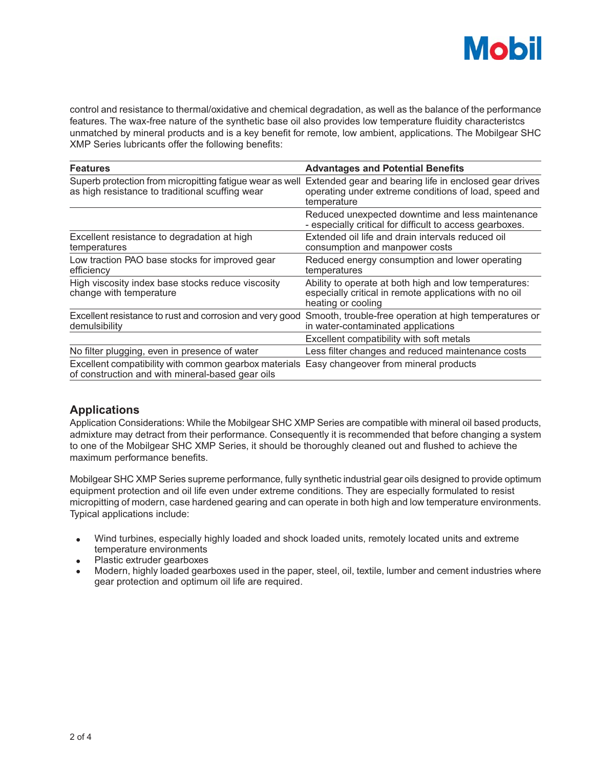control and resistance to thermal/oxidative and chemical degradation, as well as the balance of the performance features. The wax-free nature of the synthetic base oil also provides low temperature fluidity characteristcs unmatched by mineral products and is a key benefit for remote, low ambient, applications. The Mobilgear SHC XMP Series lubricants offer the following benefits:

| Features | Advantages and Potential Benefits |
|---|---|
| Superb protection from micropitting fatigue wear as well as high resistance to traditional scuffing wear | Extended gear and bearing life in enclosed gear drives operating under extreme conditions of load, speed and temperature |
| | Reduced unexpected downtime and less maintenance - especially critical for difficult to access gearboxes. |
| Excellent resistance to degradation at high temperatures | Extended oil life and drain intervals reduced oil consumption and manpower costs |
| Low traction PAO base stocks for improved gear efficiency | Reduced energy consumption and lower operating temperatures |
| High viscosity index base stocks reduce viscosity change with temperature | Ability to operate at both high and low temperatures: especially critical in remote applications with no oil heating or cooling |
| Excellent resistance to rust and corrosion and very good demulsibility | Smooth, trouble-free operation at high temperatures or in water-contaminated applications |
| | Excellent compatibility with soft metals |
| No filter plugging, even in presence of water | Less filter changes and reduced maintenance costs |
| Excellent compatibility with common gearbox materials of construction and with mineral-based gear oils | Easy changeover from mineral products |

## Applications

Application Considerations: While the Mobilgear SHC XMP Series are compatible with mineral oil based products, admixture may detract from their performance. Consequently it is recommended that before changing a system to one of the Mobilgear SHC XMP Series, it should be thoroughly cleaned out and flushed to achieve the maximum performance benefits.

Mobilgear SHC XMP Series supreme performance, fully synthetic industrial gear oils designed to provide optimum equipment protection and oil life even under extreme conditions. They are especially formulated to resist micropitting of modern, case hardened gearing and can operate in both high and low temperature environments. Typical applications include:

- Wind turbines, especially highly loaded and shock loaded units, remotely located units and extreme temperature environments
- Plastic extruder gearboxes
- Modern, highly loaded gearboxes used in the paper, steel, oil, textile, lumber and cement industries where gear protection and optimum oil life are required.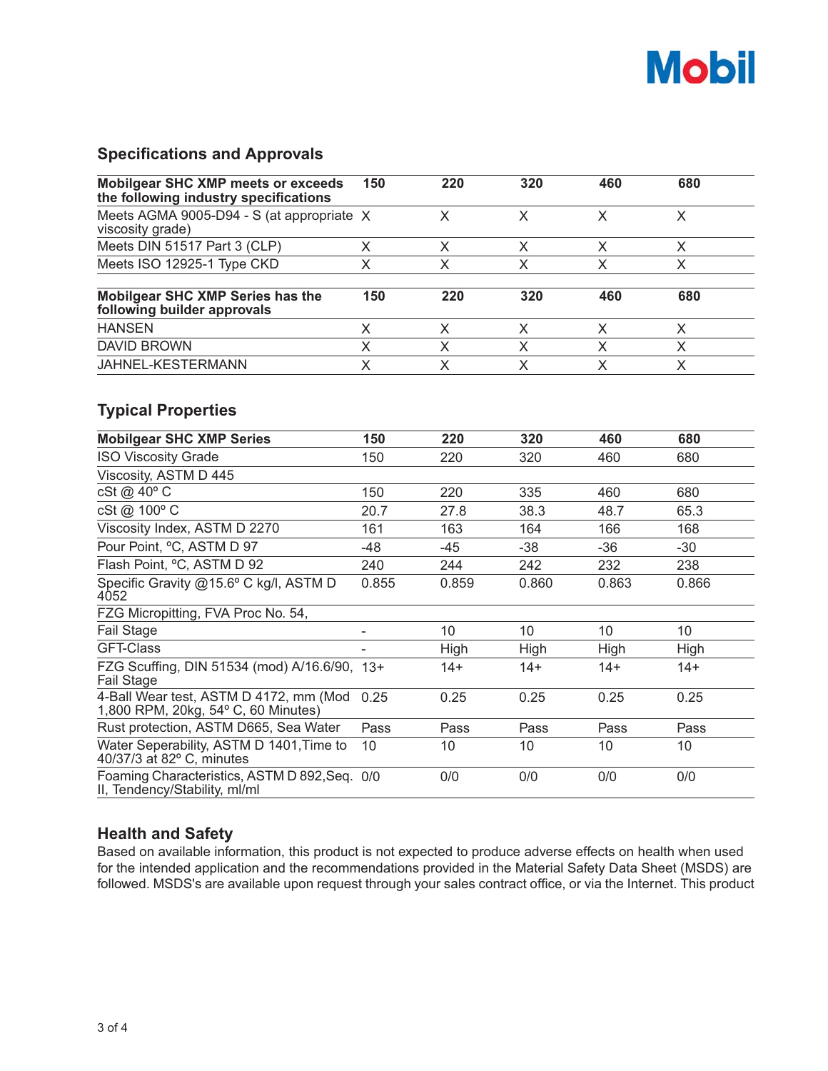## Specifications and Approvals

| Mobilgear SHC XMP meets or exceeds the following industry specifications | 150 | 220 | 320 | 460 | 680 |
|---|---|---|---|---|---|
| Meets AGMA 9005-D94 - S (at appropriate viscosity grade) | X | X | X | X | X |
| Meets DIN 51517 Part 3 (CLP) | X | X | X | X | X |
| Meets ISO 12925-1 Type CKD | X | X | X | X | X |

| Mobilgear SHC XMP Series has the following builder approvals | 150 | 220 | 320 | 460 | 680 |
|---|---|---|---|---|---|
| HANSEN | X | X | X | X | X |
| DAVID BROWN | X | X | X | X | X |
| JAHNEL-KESTERMANN | X | X | X | X | X |

## Typical Properties

| Mobilgear SHC XMP Series | 150 | 220 | 320 | 460 | 680 |
|---|---|---|---|---|---|
| ISO Viscosity Grade | 150 | 220 | 320 | 460 | 680 |
| Viscosity, ASTM D 445 | | | | | |
| cSt @ 40º C | 150 | 220 | 335 | 460 | 680 |
| cSt @ 100º C | 20.7 | 27.8 | 38.3 | 48.7 | 65.3 |
| Viscosity Index, ASTM D 2270 | 161 | 163 | 164 | 166 | 168 |
| Pour Point, ºC, ASTM D 97 | -48 | -45 | -38 | -36 | -30 |
| Flash Point, ºC, ASTM D 92 | 240 | 244 | 242 | 232 | 238 |
| Specific Gravity @15.6º C kg/l, ASTM D 4052 | 0.855 | 0.859 | 0.860 | 0.863 | 0.866 |
| FZG Micropitting, FVA Proc No. 54, | | | | | |
| Fail Stage | - | 10 | 10 | 10 | 10 |
| GFT-Class | - | High | High | High | High |
| FZG Scuffing, DIN 51534 (mod) A/16.6/90, Fail Stage | 13+ | 14+ | 14+ | 14+ | 14+ |
| 4-Ball Wear test, ASTM D 4172, mm (Mod 1,800 RPM, 20kg, 54º C, 60 Minutes) | 0.25 | 0.25 | 0.25 | 0.25 | 0.25 |
| Rust protection, ASTM D665, Sea Water | Pass | Pass | Pass | Pass | Pass |
| Water Seperability, ASTM D 1401,Time to 40/37/3 at 82º C, minutes | 10 | 10 | 10 | 10 | 10 |
| Foaming Characteristics, ASTM D 892,Seq. II, Tendency/Stability, ml/ml | 0/0 | 0/0 | 0/0 | 0/0 | 0/0 |

## Health and Safety

Based on available information, this product is not expected to produce adverse effects on health when used for the intended application and the recommendations provided in the Material Safety Data Sheet (MSDS) are followed. MSDS's are available upon request through your sales contract office, or via the Internet. This product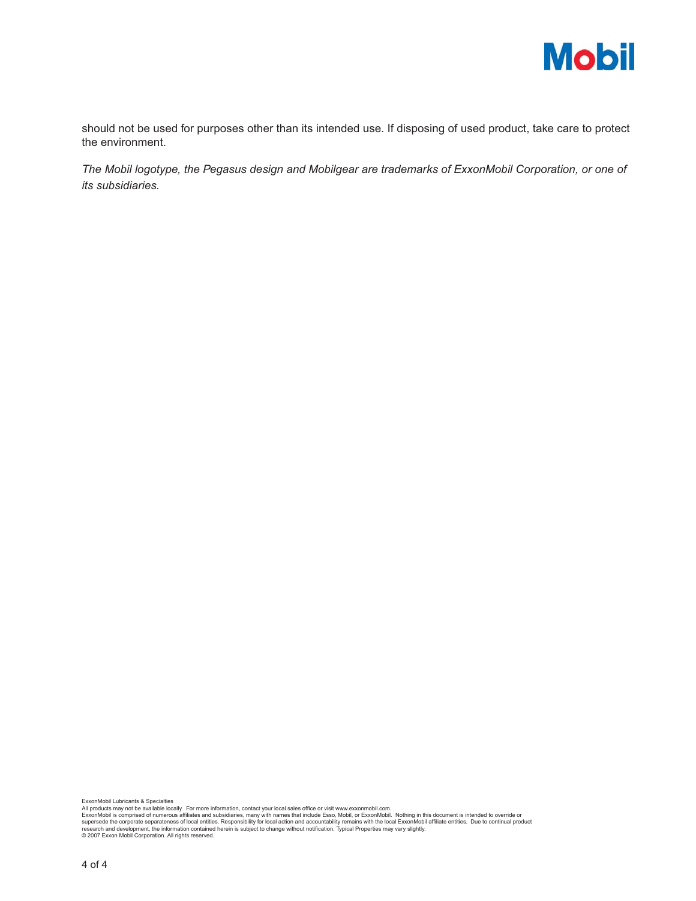should not be used for purposes other than its intended use. If disposing of used product, take care to protect the environment.

*The Mobil logotype, the Pegasus design and Mobilgear are trademarks of ExxonMobil Corporation, or one of its subsidiaries.*

ExxonMobil Lubricants & Specialties
All products may not be available locally. For more information, contact your local sales office or visit www.exxonmobil.com.
ExxonMobil is comprised of numerous affiliates and subsidiaries, many with names that include Esso, Mobil, or ExxonMobil. Nothing in this document is intended to override or supersede the corporate separateness of local entities. Responsibility for local action and accountability remains with the local ExxonMobil affiliate entities. Due to continual product research and development, the information contained herein is subject to change without notification. Typical Properties may vary slightly.
© 2007 Exxon Mobil Corporation. All rights reserved.